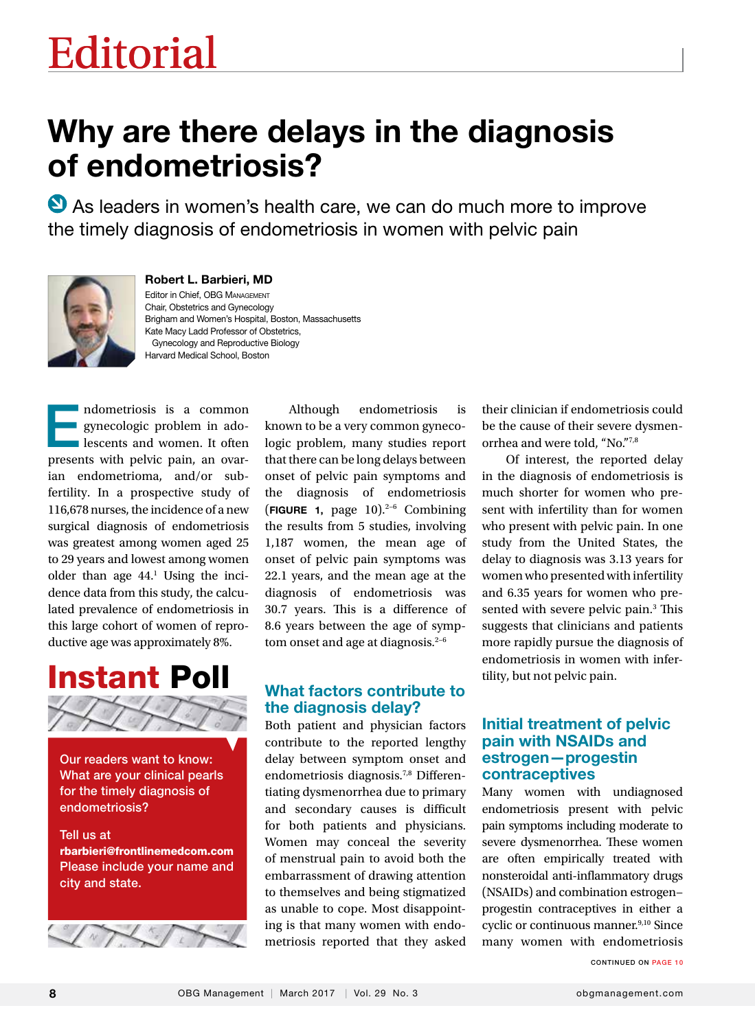# Editorial

## Why are there delays in the diagnosis of endometriosis?

As leaders in women's health care, we can do much more to improve the timely diagnosis of endometriosis in women with pelvic pain

**Robert L. Barbieri, MD**
Editor in Chief, OBG Management
Chair, Obstetrics and Gynecology
Brigham and Women's Hospital, Boston, Massachusetts
Kate Macy Ladd Professor of Obstetrics, Gynecology and Reproductive Biology
Harvard Medical School, Boston

Endometriosis is a common gynecologic problem in adolescents and women. It often presents with pelvic pain, an ovarian endometrioma, and/or subfertility. In a prospective study of 116,678 nurses, the incidence of a new surgical diagnosis of endometriosis was greatest among women aged 25 to 29 years and lowest among women older than age 44.[1] Using the incidence data from this study, the calculated prevalence of endometriosis in this large cohort of women of reproductive age was approximately 8%.

Although endometriosis is known to be a very common gynecologic problem, many studies report that there can be long delays between onset of pelvic pain symptoms and the diagnosis of endometriosis (**FIGURE 1**, page 10).[2–6] Combining the results from 5 studies, involving 1,187 women, the mean age of onset of pelvic pain symptoms was 22.1 years, and the mean age at the diagnosis of endometriosis was 30.7 years. This is a difference of 8.6 years between the age of symptom onset and age at diagnosis.[2–6]

### What factors contribute to the diagnosis delay?

Both patient and physician factors contribute to the reported lengthy delay between symptom onset and endometriosis diagnosis.[7,8] Differentiating dysmenorrhea due to primary and secondary causes is difficult for both patients and physicians. Women may conceal the severity of menstrual pain to avoid both the embarrassment of drawing attention to themselves and being stigmatized as unable to cope. Most disappointing is that many women with endometriosis reported that they asked their clinician if endometriosis could be the cause of their severe dysmenorrhea and were told, "No."[7,8]

Of interest, the reported delay in the diagnosis of endometriosis is much shorter for women who present with infertility than for women who present with pelvic pain. In one study from the United States, the delay to diagnosis was 3.13 years for women who presented with infertility and 6.35 years for women who presented with severe pelvic pain.[3] This suggests that clinicians and patients more rapidly pursue the diagnosis of endometriosis in women with infertility, but not pelvic pain.

### Initial treatment of pelvic pain with NSAIDs and estrogen—progestin contraceptives

Many women with undiagnosed endometriosis present with pelvic pain symptoms including moderate to severe dysmenorrhea. These women are often empirically treated with nonsteroidal anti-inflammatory drugs (NSAIDs) and combination estrogen–progestin contraceptives in either a cyclic or continuous manner.[9,10] Since many women with endometriosis

CONTINUED ON PAGE 10

**Instant Poll**

Our readers want to know: What are your clinical pearls for the timely diagnosis of endometriosis?

Tell us at **rbarbieri@frontlinemedcom.com** Please include your name and city and state.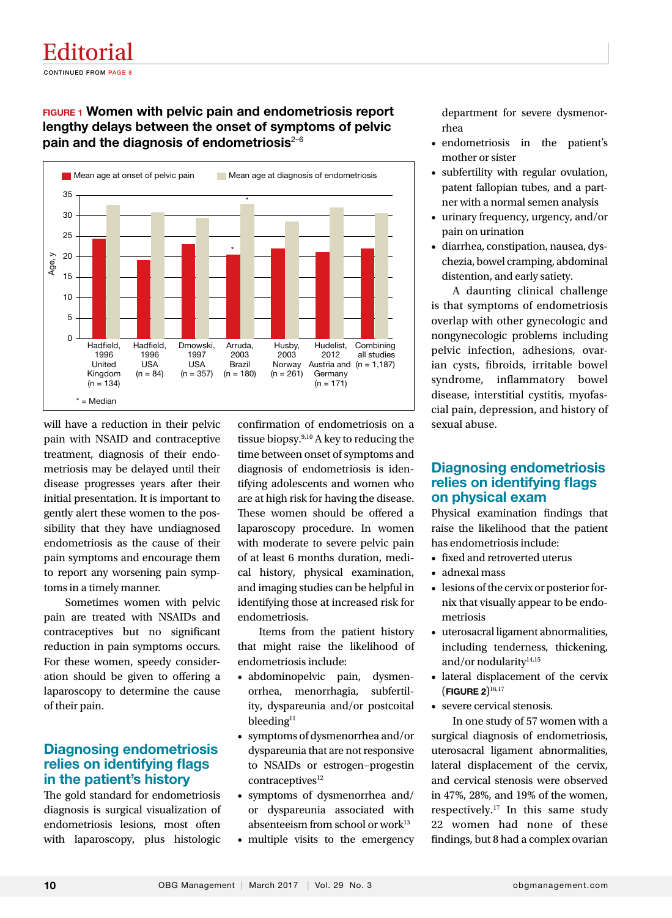**FIGURE 1 Women with pelvic pain and endometriosis report lengthy delays between the onset of symptoms of pelvic pain and the diagnosis of endometriosis**[2–6]

will have a reduction in their pelvic pain with NSAID and contraceptive treatment, diagnosis of their endometriosis may be delayed until their disease progresses years after their initial presentation. It is important to gently alert these women to the possibility that they have undiagnosed endometriosis as the cause of their pain symptoms and encourage them to report any worsening pain symptoms in a timely manner.

Sometimes women with pelvic pain are treated with NSAIDs and contraceptives but no significant reduction in pain symptoms occurs. For these women, speedy consideration should be given to offering a laparoscopy to determine the cause of their pain.

## Diagnosing endometriosis relies on identifying flags in the patient's history

The gold standard for endometriosis diagnosis is surgical visualization of endometriosis lesions, most often with laparoscopy, plus histologic confirmation of endometriosis on a tissue biopsy.[9,10] A key to reducing the time between onset of symptoms and diagnosis of endometriosis is identifying adolescents and women who are at high risk for having the disease. These women should be offered a laparoscopy procedure. In women with moderate to severe pelvic pain of at least 6 months duration, medical history, physical examination, and imaging studies can be helpful in identifying those at increased risk for endometriosis.

Items from the patient history that might raise the likelihood of endometriosis include:

- abdominopelvic pain, dysmenorrhea, menorrhagia, subfertility, dyspareunia and/or postcoital bleeding[11]
- symptoms of dysmenorrhea and/or dyspareunia that are not responsive to NSAIDs or estrogen–progestin contraceptives[12]
- symptoms of dysmenorrhea and/or dyspareunia associated with absenteeism from school or work[13]
- multiple visits to the emergency department for severe dysmenorrhea
- endometriosis in the patient's mother or sister
- subfertility with regular ovulation, patent fallopian tubes, and a partner with a normal semen analysis
- urinary frequency, urgency, and/or pain on urination
- diarrhea, constipation, nausea, dyschezia, bowel cramping, abdominal distention, and early satiety.

A daunting clinical challenge is that symptoms of endometriosis overlap with other gynecologic and nongynecologic problems including pelvic infection, adhesions, ovarian cysts, fibroids, irritable bowel syndrome, inflammatory bowel disease, interstitial cystitis, myofascial pain, depression, and history of sexual abuse.

## Diagnosing endometriosis relies on identifying flags on physical exam

Physical examination findings that raise the likelihood that the patient has endometriosis include:

- fixed and retroverted uterus
- adnexal mass
- lesions of the cervix or posterior fornix that visually appear to be endometriosis
- uterosacral ligament abnormalities, including tenderness, thickening, and/or nodularity[14,15]
- lateral displacement of the cervix (**FIGURE 2**)[16,17]
- severe cervical stenosis.

In one study of 57 women with a surgical diagnosis of endometriosis, uterosacral ligament abnormalities, lateral displacement of the cervix, and cervical stenosis were observed in 47%, 28%, and 19% of the women, respectively.[17] In this same study 22 women had none of these findings, but 8 had a complex ovarian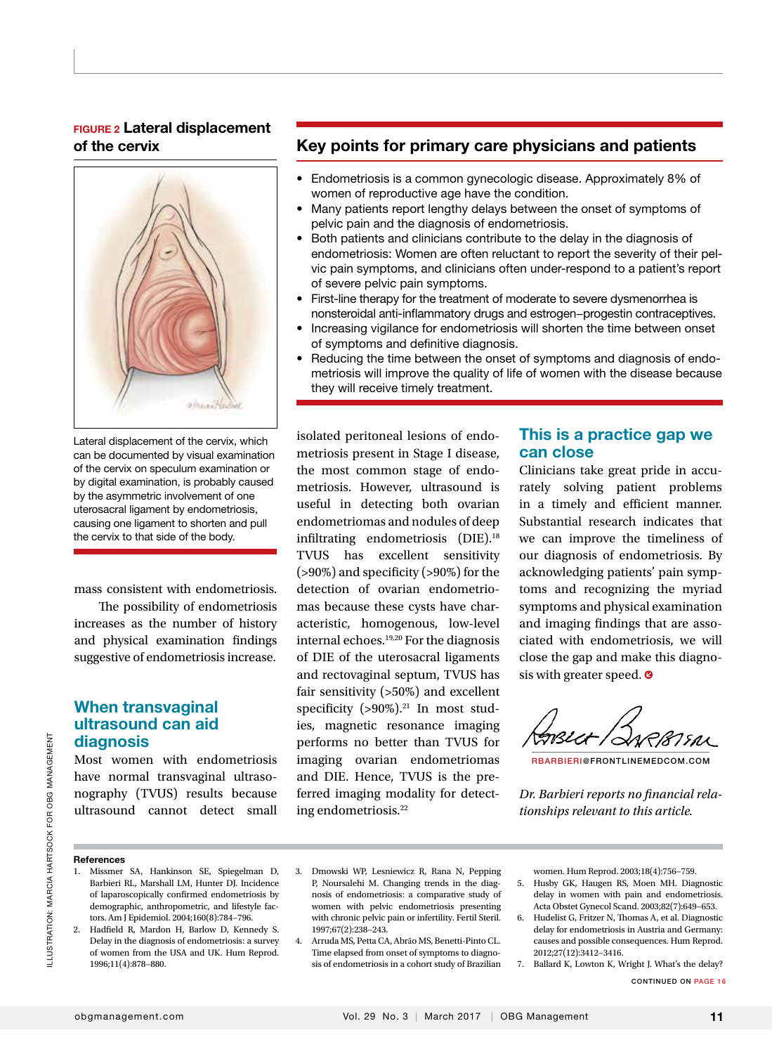**FIGURE 2 Lateral displacement of the cervix**

Lateral displacement of the cervix, which can be documented by visual examination of the cervix on speculum examination or by digital examination, is probably caused by the asymmetric involvement of one uterosacral ligament by endometriosis, causing one ligament to shorten and pull the cervix to that side of the body.

mass consistent with endometriosis.

The possibility of endometriosis increases as the number of history and physical examination findings suggestive of endometriosis increase.

## When transvaginal ultrasound can aid diagnosis

Most women with endometriosis have normal transvaginal ultrasonography (TVUS) results because ultrasound cannot detect small isolated peritoneal lesions of endometriosis present in Stage I disease, the most common stage of endometriosis. However, ultrasound is useful in detecting both ovarian endometriomas and nodules of deep infiltrating endometriosis (DIE).[18] TVUS has excellent sensitivity (>90%) and specificity (>90%) for the detection of ovarian endometriomas because these cysts have characteristic, homogenous, low-level internal echoes.[19,20] For the diagnosis of DIE of the uterosacral ligaments and rectovaginal septum, TVUS has fair sensitivity (>50%) and excellent specificity (>90%).[21] In most studies, magnetic resonance imaging performs no better than TVUS for imaging ovarian endometriomas and DIE. Hence, TVUS is the preferred imaging modality for detecting endometriosis.[22]

## Key points for primary care physicians and patients

- Endometriosis is a common gynecologic disease. Approximately 8% of women of reproductive age have the condition.
- Many patients report lengthy delays between the onset of symptoms of pelvic pain and the diagnosis of endometriosis.
- Both patients and clinicians contribute to the delay in the diagnosis of endometriosis: Women are often reluctant to report the severity of their pelvic pain symptoms, and clinicians often under-respond to a patient's report of severe pelvic pain symptoms.
- First-line therapy for the treatment of moderate to severe dysmenorrhea is nonsteroidal anti-inflammatory drugs and estrogen–progestin contraceptives.
- Increasing vigilance for endometriosis will shorten the time between onset of symptoms and definitive diagnosis.
- Reducing the time between the onset of symptoms and diagnosis of endometriosis will improve the quality of life of women with the disease because they will receive timely treatment.

## This is a practice gap we can close

Clinicians take great pride in accurately solving patient problems in a timely and efficient manner. Substantial research indicates that we can improve the timeliness of our diagnosis of endometriosis. By acknowledging patients' pain symptoms and recognizing the myriad symptoms and physical examination and imaging findings that are associated with endometriosis, we will close the gap and make this diagnosis with greater speed.

Robert Barbieri

RBARBIERI@FRONTLINEMEDCOM.COM

*Dr. Barbieri reports no financial relationships relevant to this article.*

### References

1. Missmer SA, Hankinson SE, Spiegelman D, Barbieri RL, Marshall LM, Hunter DJ. Incidence of laparoscopically confirmed endometriosis by demographic, anthropometric, and lifestyle factors. Am J Epidemiol. 2004;160(8):784–796.
2. Hadfield R, Mardon H, Barlow D, Kennedy S. Delay in the diagnosis of endometriosis: a survey of women from the USA and UK. Hum Reprod. 1996;11(4):878–880.
3. Dmowski WP, Lesniewicz R, Rana N, Pepping P, Noursalehi M. Changing trends in the diagnosis of endometriosis: a comparative study of women with pelvic endometriosis presenting with chronic pelvic pain or infertility. Fertil Steril. 1997;67(2):238–243.
4. Arruda MS, Petta CA, Abrão MS, Benetti-Pinto CL. Time elapsed from onset of symptoms to diagnosis of endometriosis in a cohort study of Brazilian women. Hum Reprod. 2003;18(4):756–759.
5. Husby GK, Haugen RS, Moen MH. Diagnostic delay in women with pain and endometriosis. Acta Obstet Gynecol Scand. 2003;82(7):649–653.
6. Hudelist G, Fritzer N, Thomas A, et al. Diagnostic delay for endometriosis in Austria and Germany: causes and possible consequences. Hum Reprod. 2012;27(12):3412–3416.
7. Ballard K, Lowton K, Wright J. What's the delay?

CONTINUED ON PAGE 16

ILLUSTRATION: MARCIA HARTSOCK FOR OBG MANAGEMENT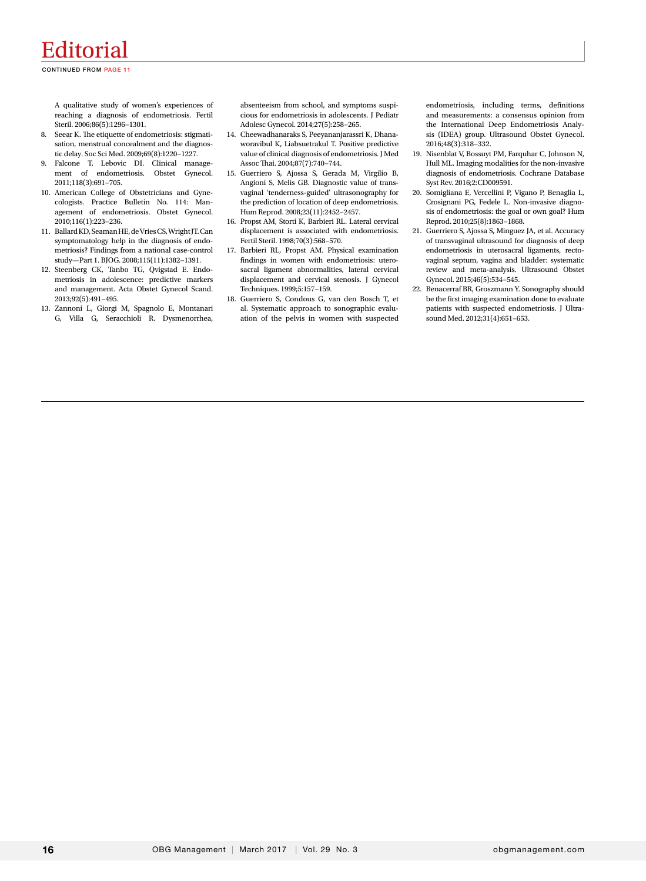# Editorial

CONTINUED FROM PAGE 11

A qualitative study of women's experiences of reaching a diagnosis of endometriosis. Fertil Steril. 2006;86(5):1296–1301.

8. Seear K. The etiquette of endometriosis: stigmatisation, menstrual concealment and the diagnostic delay. Soc Sci Med. 2009;69(8):1220–1227.
9. Falcone T, Lebovic DI. Clinical management of endometriosis. Obstet Gynecol. 2011;118(3):691–705.
10. American College of Obstetricians and Gynecologists. Practice Bulletin No. 114: Management of endometriosis. Obstet Gynecol. 2010;116(1):223–236.
11. Ballard KD, Seaman HE, de Vries CS, Wright JT. Can symptomatology help in the diagnosis of endometriosis? Findings from a national case-control study—Part 1. BJOG. 2008;115(11):1382–1391.
12. Steenberg CK, Tanbo TG, Qvigstad E. Endometriosis in adolescence: predictive markers and management. Acta Obstet Gynecol Scand. 2013;92(5):491–495.
13. Zannoni L, Giorgi M, Spagnolo E, Montanari G, Villa G, Seracchioli R. Dysmenorrhea, absenteeism from school, and symptoms suspicious for endometriosis in adolescents. J Pediatr Adolesc Gynecol. 2014;27(5):258–265.
14. Cheewadhanaraks S, Peeyananjarassri K, Dhanaworavibul K, Liabsuetrakul T. Positive predictive value of clinical diagnosis of endometriosis. J Med Assoc Thai. 2004;87(7):740–744.
15. Guerriero S, Ajossa S, Gerada M, Virgilio B, Angioni S, Melis GB. Diagnostic value of transvaginal 'tenderness-guided' ultrasonography for the prediction of location of deep endometriosis. Hum Reprod. 2008;23(11):2452–2457.
16. Propst AM, Storti K, Barbieri RL. Lateral cervical displacement is associated with endometriosis. Fertil Steril. 1998;70(3):568–570.
17. Barbieri RL, Propst AM. Physical examination findings in women with endometriosis: uterosacral ligament abnormalities, lateral cervical displacement and cervical stenosis. J Gynecol Techniques. 1999;5:157–159.
18. Guerriero S, Condous G, van den Bosch T, et al. Systematic approach to sonographic evaluation of the pelvis in women with suspected endometriosis, including terms, definitions and measurements: a consensus opinion from the International Deep Endometriosis Analysis (IDEA) group. Ultrasound Obstet Gynecol. 2016;48(3):318–332.
19. Nisenblat V, Bossuyt PM, Farquhar C, Johnson N, Hull ML. Imaging modalities for the non-invasive diagnosis of endometriosis. Cochrane Database Syst Rev. 2016;2:CD009591.
20. Somigliana E, Vercellini P, Vigano P, Benaglia L, Crosignani PG, Fedele L. Non-invasive diagnosis of endometriosis: the goal or own goal? Hum Reprod. 2010;25(8):1863–1868.
21. Guerriero S, Ajossa S, Minguez JA, et al. Accuracy of transvaginal ultrasound for diagnosis of deep endometriosis in uterosacral ligaments, rectovaginal septum, vagina and bladder: systematic review and meta-analysis. Ultrasound Obstet Gynecol. 2015;46(5):534–545.
22. Benacerraf BR, Groszmann Y. Sonography should be the first imaging examination done to evaluate patients with suspected endometriosis. J Ultrasound Med. 2012;31(4):651–653.